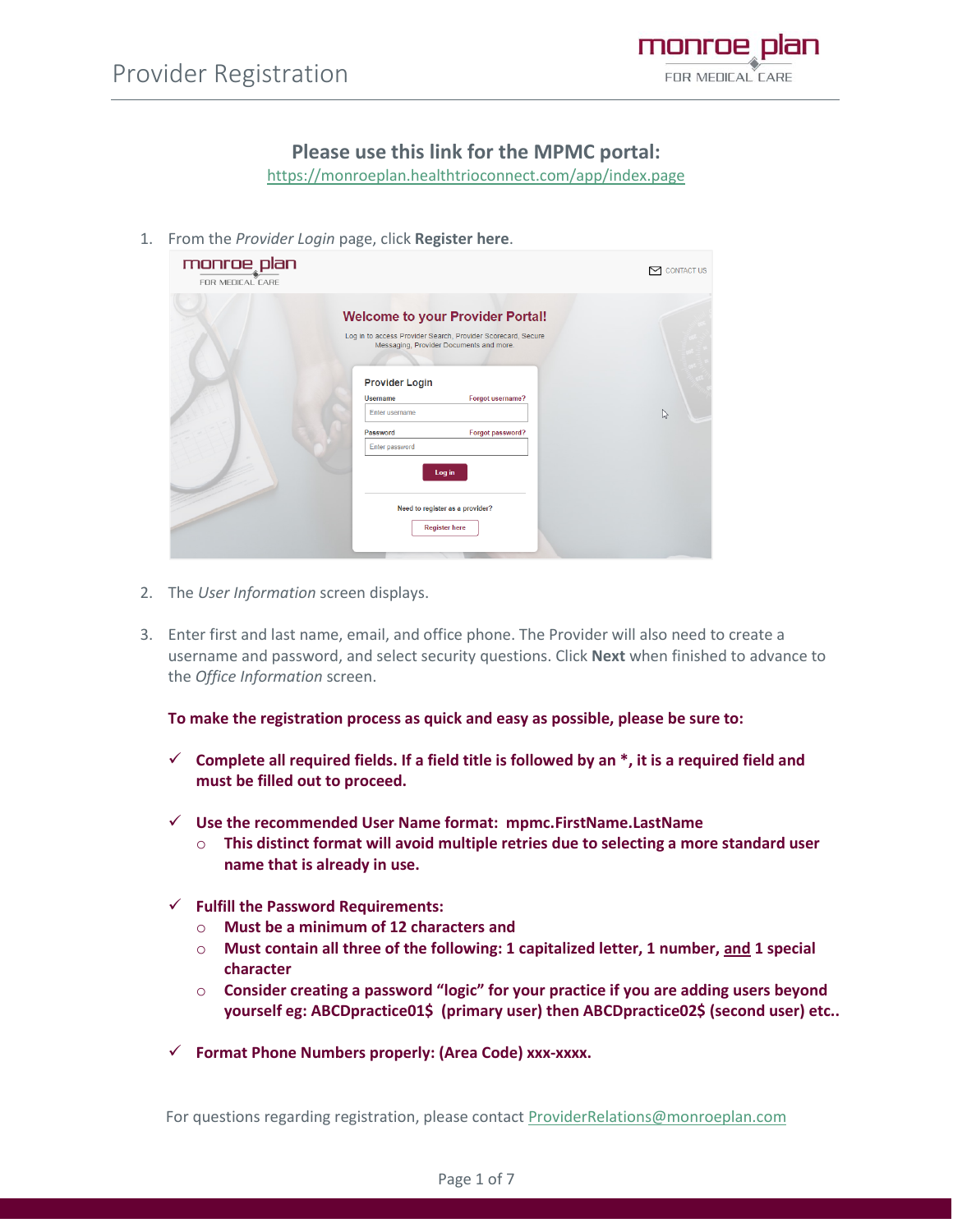# Provider Registration

**Please use this link for the MPMC portal:**

https://monroeplan.healthtrioconnect.com/app/index.page

1. From the *Provider Login* page, click **Register here**.

2. The *User Information* screen displays.

3. Enter first and last name, email, and office phone. The Provider will also need to create a username and password, and select security questions. Click **Next** when finished to advance to the *Office Information* screen.

   **To make the registration process as quick and easy as possible, please be sure to:**

   - ✓ **Complete all required fields. If a field title is followed by an *, it is a required field and must be filled out to proceed.**
   - ✓ **Use the recommended User Name format: mpmc.FirstName.LastName**
     - **This distinct format will avoid multiple retries due to selecting a more standard user name that is already in use.**
   - ✓ **Fulfill the Password Requirements:**
     - **Must be a minimum of 12 characters and**
     - **Must contain all three of the following: 1 capitalized letter, 1 number, <u>and</u> 1 special character**
     - **Consider creating a password "logic" for your practice if you are adding users beyond yourself eg: ABCDpractice01$ (primary user) then ABCDpractice02$ (second user) etc..**
   - ✓ **Format Phone Numbers properly: (Area Code) xxx-xxxx.**

For questions regarding registration, please contact ProviderRelations@monroeplan.com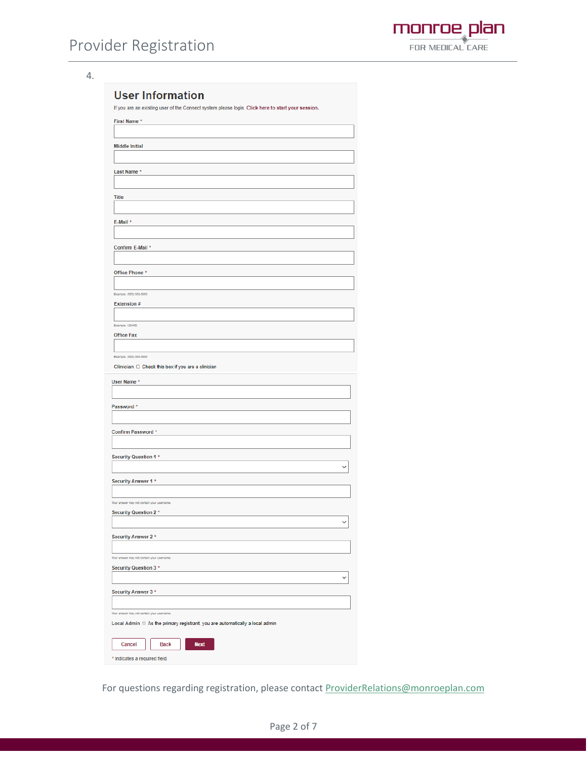4.

## User Information

If you are an existing user of the Connect system please login. Click here to start your session.

First Name *

Middle Initial

Last Name *

Title

E-Mail *

Confirm E-Mail *

Office Phone *

Example: (555) 555-5555

Extension #

Example: 123456

Office Fax

Example: (555) 555-5555

Clinician ☐ Check this box if you are a clinician

User Name *

Password *

Confirm Password *

Security Question 1 *

Security Answer 1 *

Your answer may not contain your username.

Security Question 2 *

Security Answer 2 *

Your answer may not contain your username.

Security Question 3 *

Security Answer 3 *

Your answer may not contain your username.

Local Admin ☐ As the primary registrant, you are automatically a local admin

Cancel | Back | Next

* indicates a required field.

For questions regarding registration, please contact ProviderRelations@monroeplan.com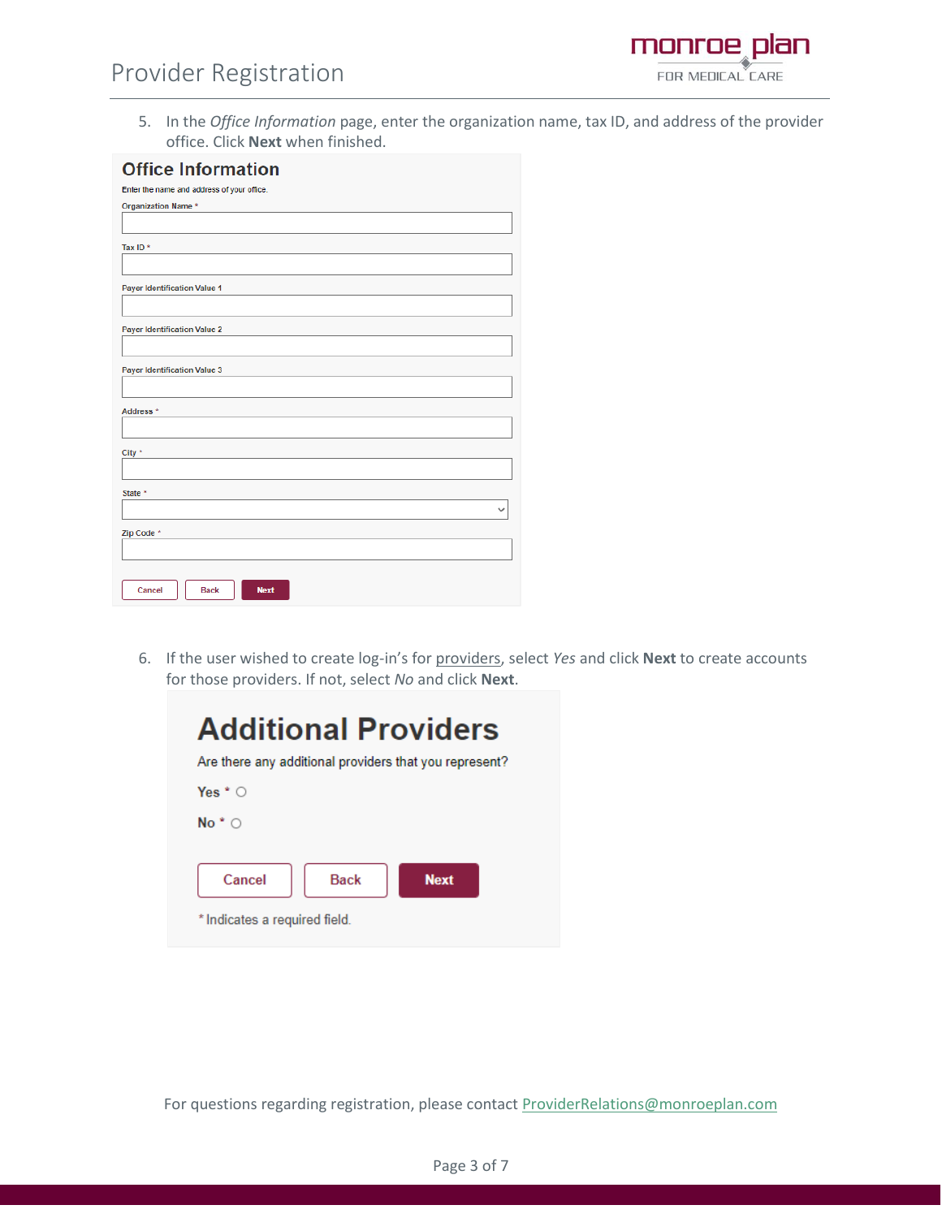5. In the *Office Information* page, enter the organization name, tax ID, and address of the provider office. Click **Next** when finished.

**Office Information**

Enter the name and address of your office.

Organization Name *

Tax ID *

Payer Identification Value 1

Payer Identification Value 2

Payer Identification Value 3

Address *

City *

State *

Zip Code *

Cancel | Back | Next

6. If the user wished to create log-in's for providers, select *Yes* and click **Next** to create accounts for those providers. If not, select *No* and click **Next**.

**Additional Providers**

Are there any additional providers that you represent?

Yes * ○

No * ○

Cancel | Back | Next

* Indicates a required field.

For questions regarding registration, please contact ProviderRelations@monroeplan.com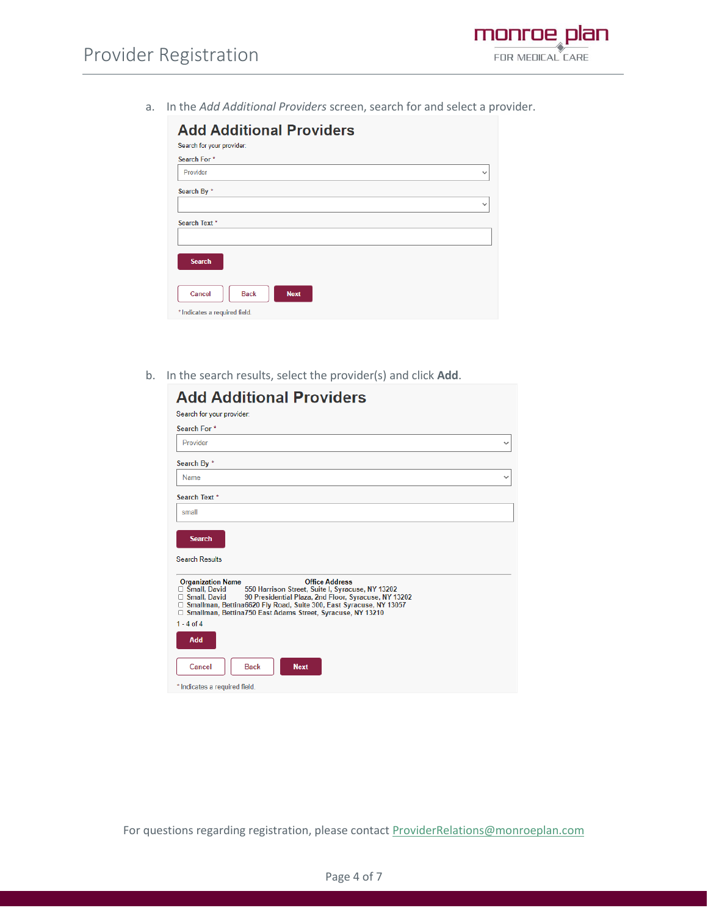a. In the *Add Additional Providers* screen, search for and select a provider.

## Add Additional Providers

Search for your provider:

Search For *

Provider

Search By *

Search Text *

Search

Cancel Back Next

* Indicates a required field.

b. In the search results, select the provider(s) and click **Add**.

## Add Additional Providers

Search for your provider:

Search For *

Provider

Search By *

Name

Search Text *

small

Search

Search Results

| Organization Name | Office Address |
|---|---|
| ☐ Small, David | 550 Harrison Street, Suite I, Syracuse, NY 13202 |
| ☐ Small, David | 90 Presidential Plaza, 2nd Floor, Syracuse, NY 13202 |
| ☐ Smallman, Bettina | 6620 Fly Road, Suite 300, East Syracuse, NY 13057 |
| ☐ Smallman, Bettina | 750 East Adams Street, Syracuse, NY 13210 |

1 - 4 of 4

Add

Cancel Back Next

* Indicates a required field.

For questions regarding registration, please contact ProviderRelations@monroeplan.com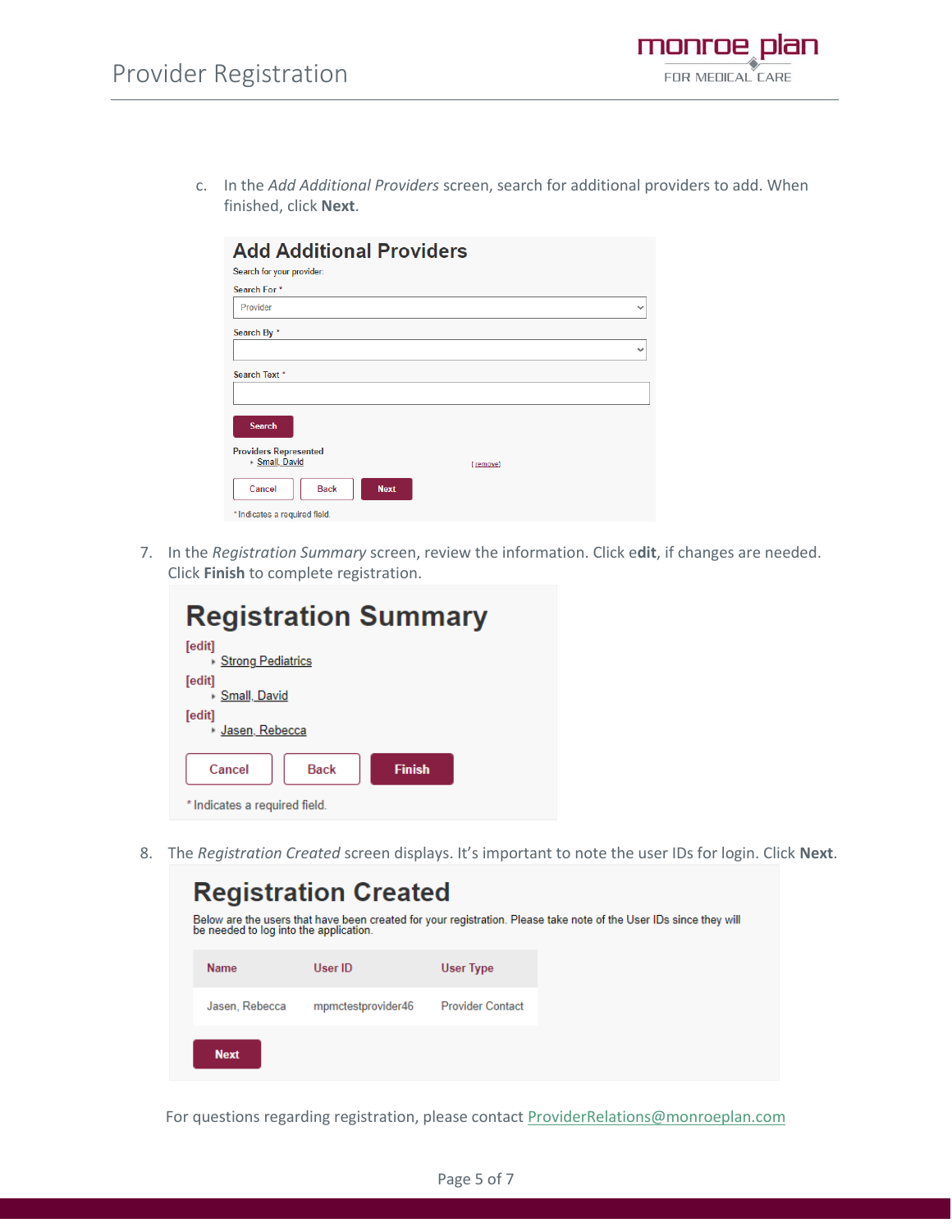c. In the *Add Additional Providers* screen, search for additional providers to add. When finished, click **Next**.

## Add Additional Providers

Search for your provider:

Search For *

Provider

Search By *

Search Text *

Search

Providers Represented

- Small, David [remove]

Cancel Back Next

* Indicates a required field.

7. In the *Registration Summary* screen, review the information. Click e**dit**, if changes are needed. Click **Finish** to complete registration.

## Registration Summary

[edit]

- Strong Pediatrics

[edit]

- Small, David

[edit]

- Jasen, Rebecca

Cancel Back Finish

* Indicates a required field.

8. The *Registration Created* screen displays. It's important to note the user IDs for login. Click **Next**.

## Registration Created

Below are the users that have been created for your registration. Please take note of the User IDs since they will be needed to log into the application.

| Name | User ID | User Type |
|---|---|---|
| Jasen, Rebecca | mpmctestprovider46 | Provider Contact |

Next

For questions regarding registration, please contact ProviderRelations@monroeplan.com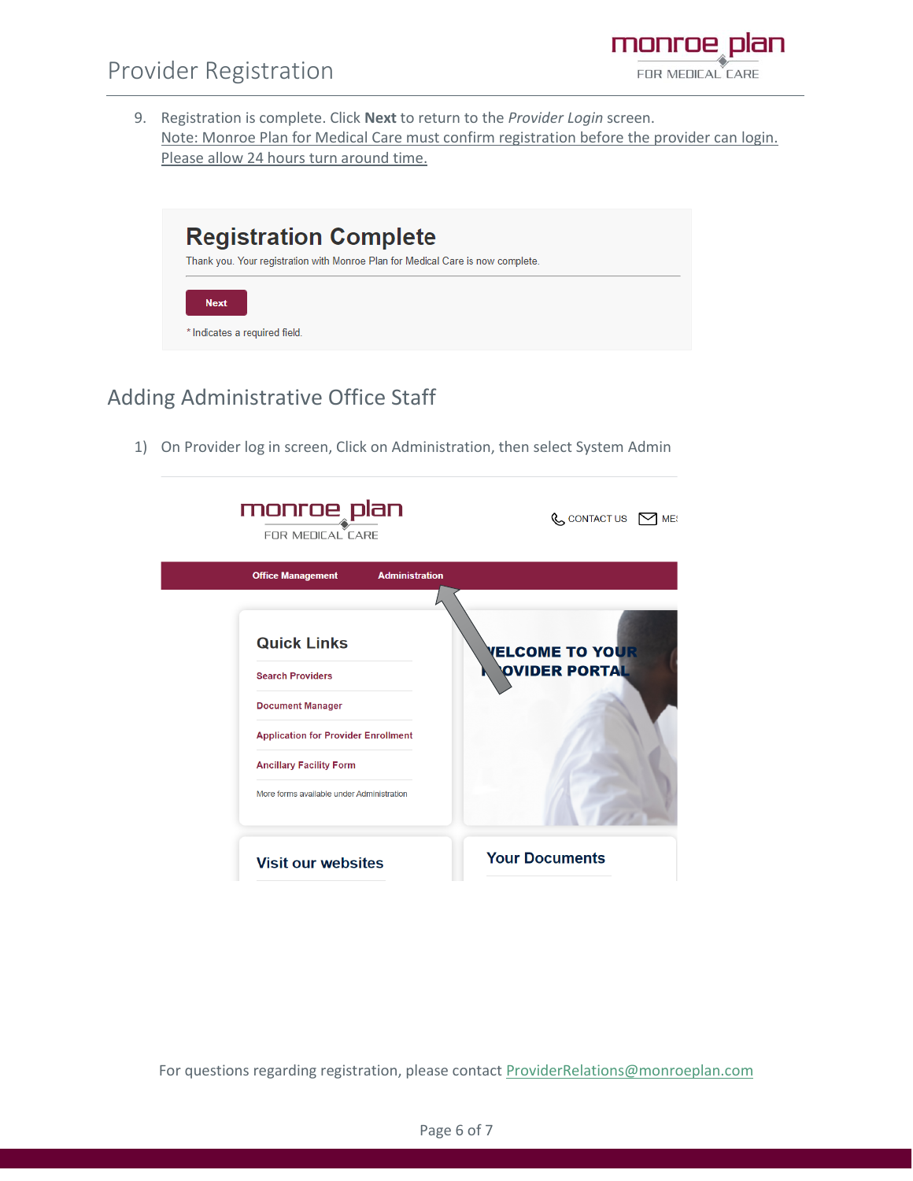9. Registration is complete. Click **Next** to return to the *Provider Login* screen.
   Note: Monroe Plan for Medical Care must confirm registration before the provider can login. Please allow 24 hours turn around time.

## Registration Complete

Thank you. Your registration with Monroe Plan for Medical Care is now complete.

Next

* Indicates a required field.

## Adding Administrative Office Staff

1) On Provider log in screen, Click on Administration, then select System Admin

monroe plan FOR MEDICAL CARE

CONTACT US MES

Office Management Administration

**Quick Links**

Search Providers

Document Manager

Application for Provider Enrollment

Ancillary Facility Form

More forms available under Administration

WELCOME TO YOUR PROVIDER PORTAL

**Visit our websites**

**Your Documents**

For questions regarding registration, please contact ProviderRelations@monroeplan.com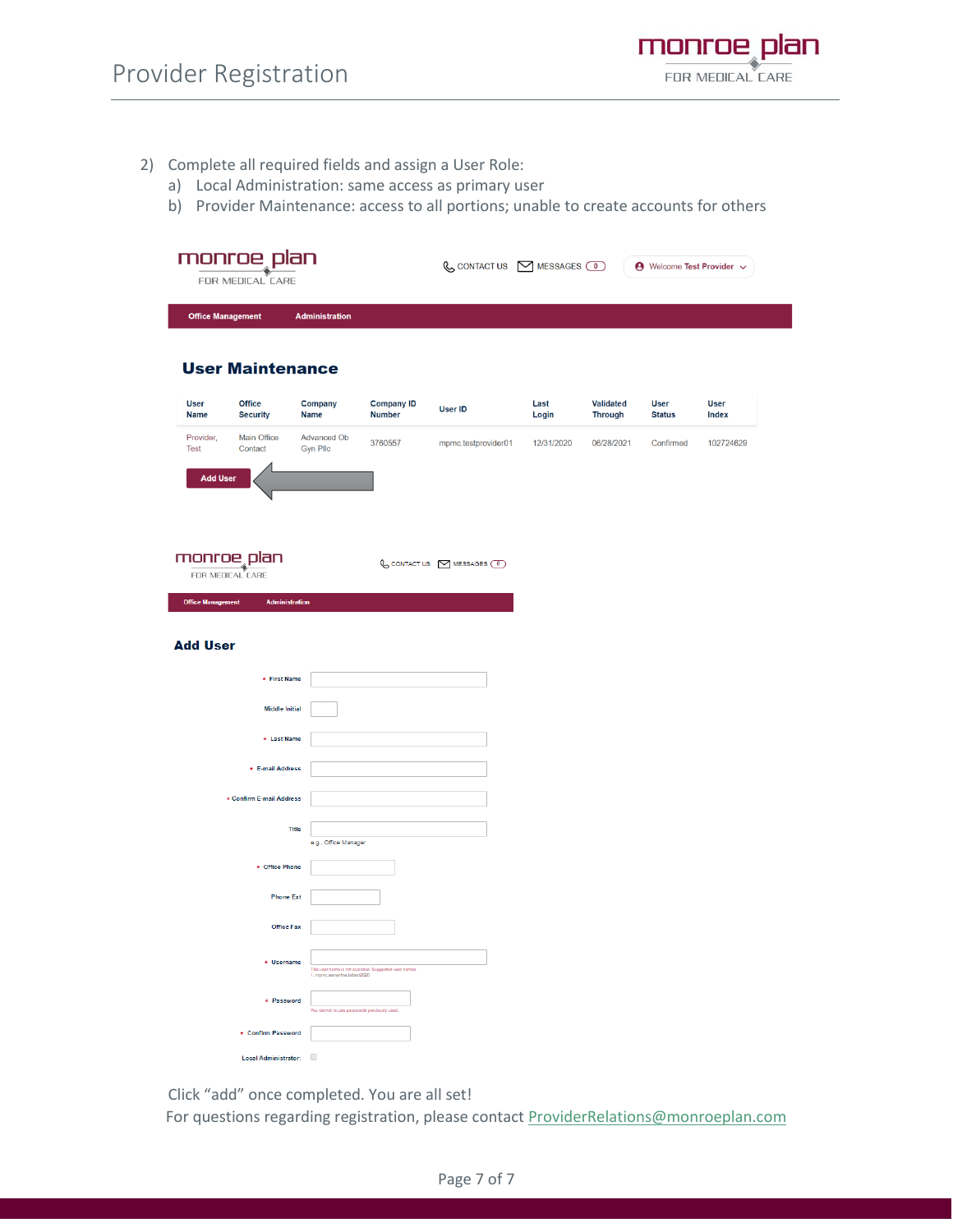2) Complete all required fields and assign a User Role:
   a) Local Administration: same access as primary user
   b) Provider Maintenance: access to all portions; unable to create accounts for others

monroe plan
FOR MEDICAL CARE

CONTACT US MESSAGES 0 Welcome Test Provider

Office Management Administration

## User Maintenance

| User Name | Office Security | Company Name | Company ID Number | User ID | Last Login | Validated Through | User Status | User Index |
|---|---|---|---|---|---|---|---|---|
| Provider, Test | Main Office Contact | Advanced Ob Gyn Pllc | 3760557 | mpmc.testprovider01 | 12/31/2020 | 06/28/2021 | Confirmed | 102724629 |

Add User

monroe plan
FOR MEDICAL CARE

CONTACT US MESSAGES 0

Office Management Administration

## Add User

- \* First Name
- Middle Initial
- \* Last Name
- \* E-mail Address
- \* Confirm E-mail Address
- Title (e.g., Office Manager)
- \* Office Phone
- Phone Ext
- Office Fax
- \* Username
- \* Password
- \* Confirm Password
- Local Administrator:

Click "add" once completed. You are all set!
For questions regarding registration, please contact ProviderRelations@monroeplan.com